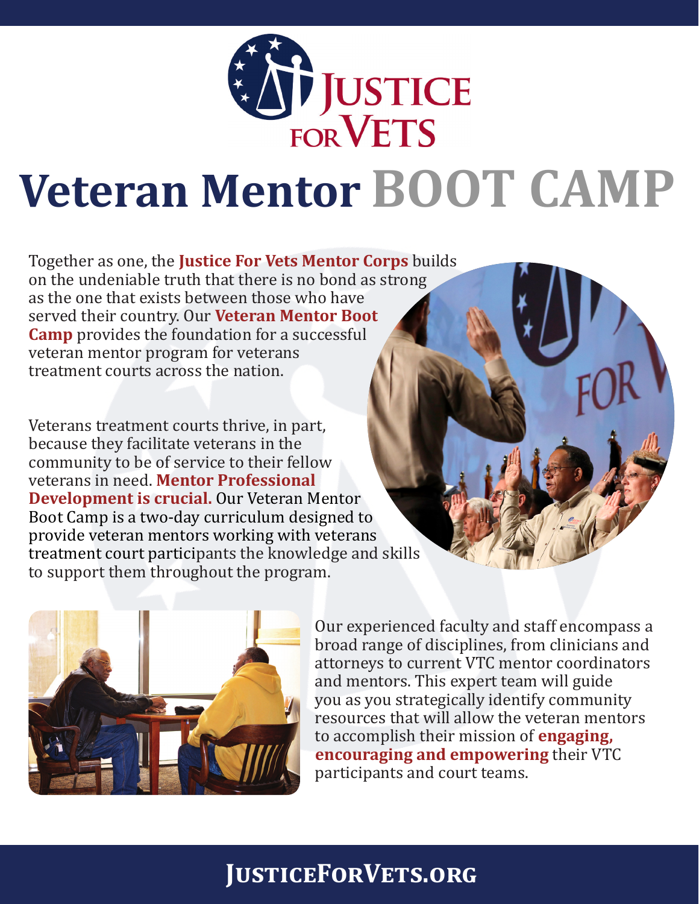# Justice for Vets

# Veteran Mentor BOOT CAMP

Together as one, the **Justice For Vets Mentor Corps** builds on the undeniable truth that there is no bond as strong as the one that exists between those who have served their country. Our **Veteran Mentor Boot Camp** provides the foundation for a successful veteran mentor program for veterans treatment courts across the nation.

Veterans treatment courts thrive, in part, because they facilitate veterans in the community to be of service to their fellow veterans in need. **Mentor Professional Development is crucial.** Our Veteran Mentor Boot Camp is a two-day curriculum designed to provide veteran mentors working with veterans treatment court participants the knowledge and skills to support them throughout the program.

Our experienced faculty and staff encompass a broad range of disciplines, from clinicians and attorneys to current VTC mentor coordinators and mentors. This expert team will guide you as you strategically identify community resources that will allow the veteran mentors to accomplish their mission of **engaging, encouraging and empowering** their VTC participants and court teams.

**JusticeForVets.org**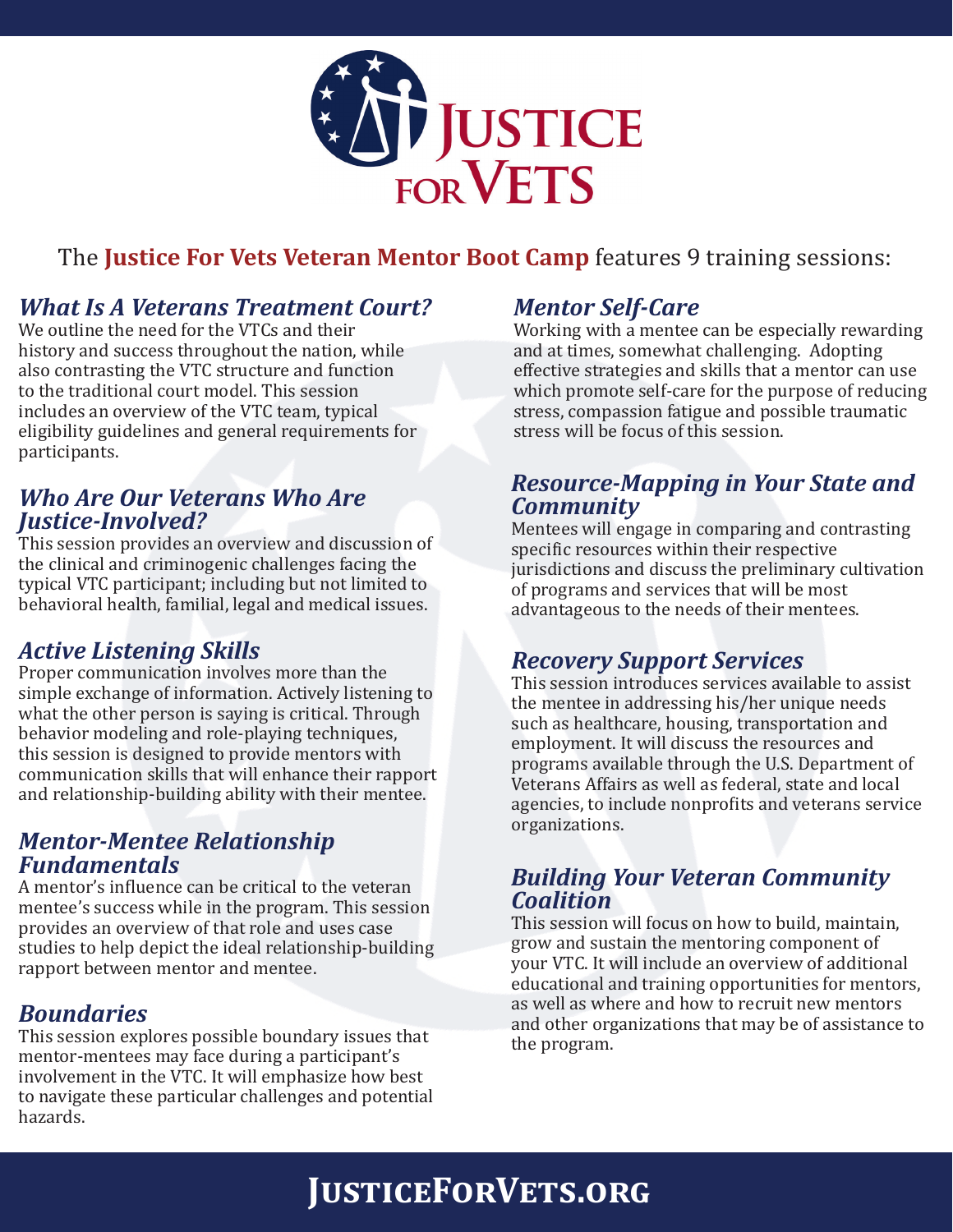# Justice for Vets

The **Justice For Vets Veteran Mentor Boot Camp** features 9 training sessions:

### *What Is A Veterans Treatment Court?*

We outline the need for the VTCs and their history and success throughout the nation, while also contrasting the VTC structure and function to the traditional court model. This session includes an overview of the VTC team, typical eligibility guidelines and general requirements for participants.

### *Who Are Our Veterans Who Are Justice-Involved?*

This session provides an overview and discussion of the clinical and criminogenic challenges facing the typical VTC participant; including but not limited to behavioral health, familial, legal and medical issues.

### *Active Listening Skills*

Proper communication involves more than the simple exchange of information. Actively listening to what the other person is saying is critical. Through behavior modeling and role-playing techniques, this session is designed to provide mentors with communication skills that will enhance their rapport and relationship-building ability with their mentee.

### *Mentor-Mentee Relationship Fundamentals*

A mentor's influence can be critical to the veteran mentee's success while in the program. This session provides an overview of that role and uses case studies to help depict the ideal relationship-building rapport between mentor and mentee.

### *Boundaries*

This session explores possible boundary issues that mentor-mentees may face during a participant's involvement in the VTC. It will emphasize how best to navigate these particular challenges and potential hazards.

### *Mentor Self-Care*

Working with a mentee can be especially rewarding and at times, somewhat challenging. Adopting effective strategies and skills that a mentor can use which promote self-care for the purpose of reducing stress, compassion fatigue and possible traumatic stress will be focus of this session.

### *Resource-Mapping in Your State and Community*

Mentees will engage in comparing and contrasting specific resources within their respective jurisdictions and discuss the preliminary cultivation of programs and services that will be most advantageous to the needs of their mentees.

### *Recovery Support Services*

This session introduces services available to assist the mentee in addressing his/her unique needs such as healthcare, housing, transportation and employment. It will discuss the resources and programs available through the U.S. Department of Veterans Affairs as well as federal, state and local agencies, to include nonprofits and veterans service organizations.

### *Building Your Veteran Community Coalition*

This session will focus on how to build, maintain, grow and sustain the mentoring component of your VTC. It will include an overview of additional educational and training opportunities for mentors, as well as where and how to recruit new mentors and other organizations that may be of assistance to the program.

**JusticeForVets.org**